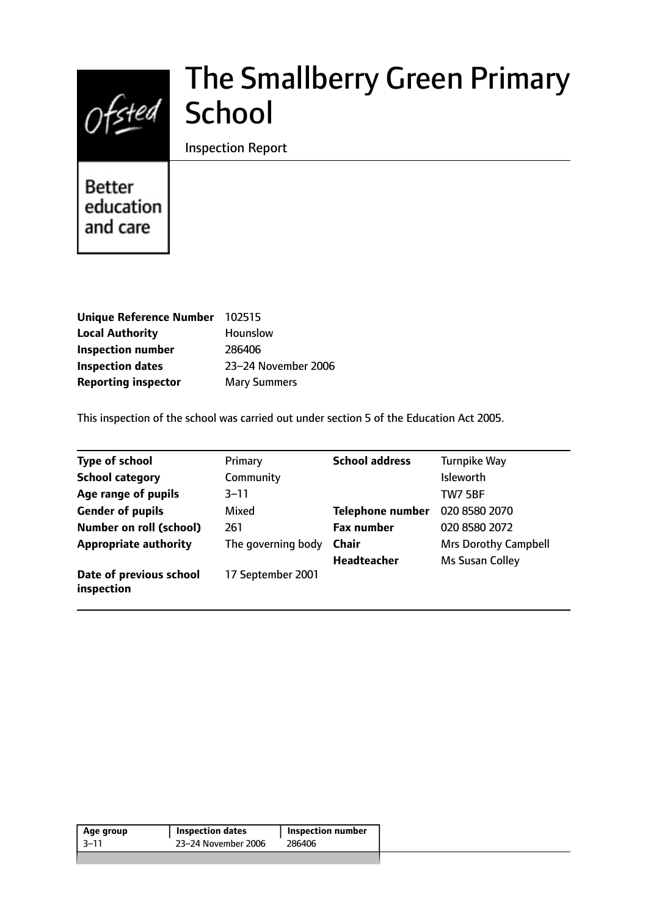# The Smallberry Green Primary School

Inspection Report

Better education and care

| | |
|---|---|
| **Unique Reference Number** | 102515 |
| **Local Authority** | Hounslow |
| **Inspection number** | 286406 |
| **Inspection dates** | 23–24 November 2006 |
| **Reporting inspector** | Mary Summers |

This inspection of the school was carried out under section 5 of the Education Act 2005.

| | | | |
|---|---|---|---|
| **Type of school** | Primary | **School address** | Turnpike Way |
| **School category** | Community | | Isleworth |
| **Age range of pupils** | 3–11 | | TW7 5BF |
| **Gender of pupils** | Mixed | **Telephone number** | 020 8580 2070 |
| **Number on roll (school)** | 261 | **Fax number** | 020 8580 2072 |
| **Appropriate authority** | The governing body | **Chair** | Mrs Dorothy Campbell |
| | | **Headteacher** | Ms Susan Colley |
| **Date of previous school inspection** | 17 September 2001 | | |

| Age group | Inspection dates | Inspection number |
|---|---|---|
| 3–11 | 23–24 November 2006 | 286406 |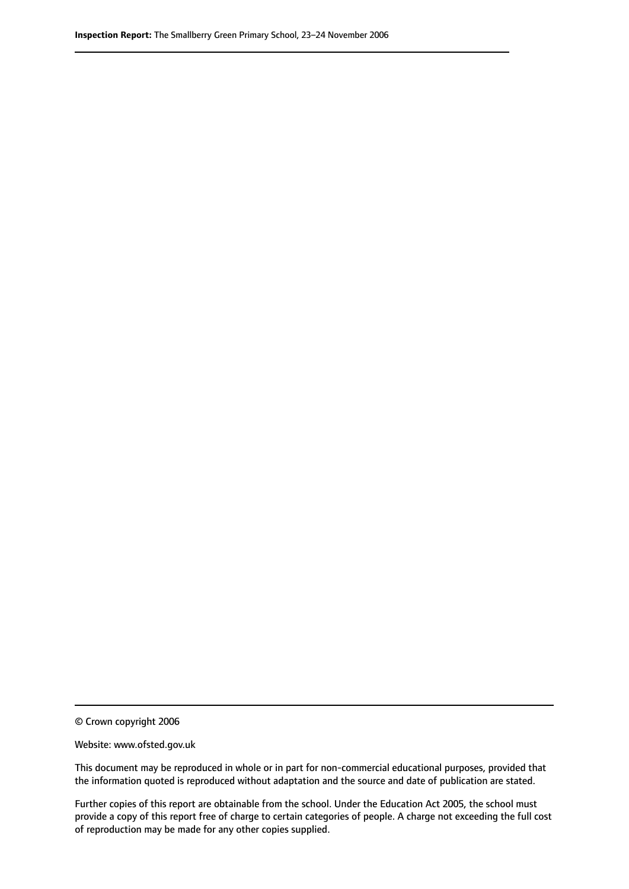© Crown copyright 2006

Website: www.ofsted.gov.uk

This document may be reproduced in whole or in part for non-commercial educational purposes, provided that the information quoted is reproduced without adaptation and the source and date of publication are stated.

Further copies of this report are obtainable from the school. Under the Education Act 2005, the school must provide a copy of this report free of charge to certain categories of people. A charge not exceeding the full cost of reproduction may be made for any other copies supplied.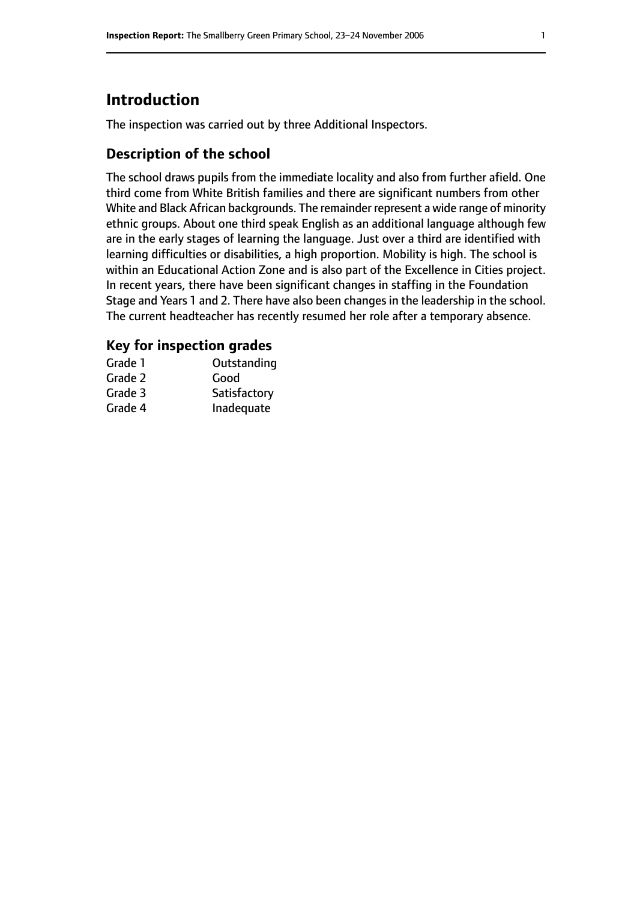# Introduction

The inspection was carried out by three Additional Inspectors.

## Description of the school

The school draws pupils from the immediate locality and also from further afield. One third come from White British families and there are significant numbers from other White and Black African backgrounds. The remainder represent a wide range of minority ethnic groups. About one third speak English as an additional language although few are in the early stages of learning the language. Just over a third are identified with learning difficulties or disabilities, a high proportion. Mobility is high. The school is within an Educational Action Zone and is also part of the Excellence in Cities project. In recent years, there have been significant changes in staffing in the Foundation Stage and Years 1 and 2. There have also been changes in the leadership in the school. The current headteacher has recently resumed her role after a temporary absence.

### Key for inspection grades

| | |
|---|---|
| Grade 1 | Outstanding |
| Grade 2 | Good |
| Grade 3 | Satisfactory |
| Grade 4 | Inadequate |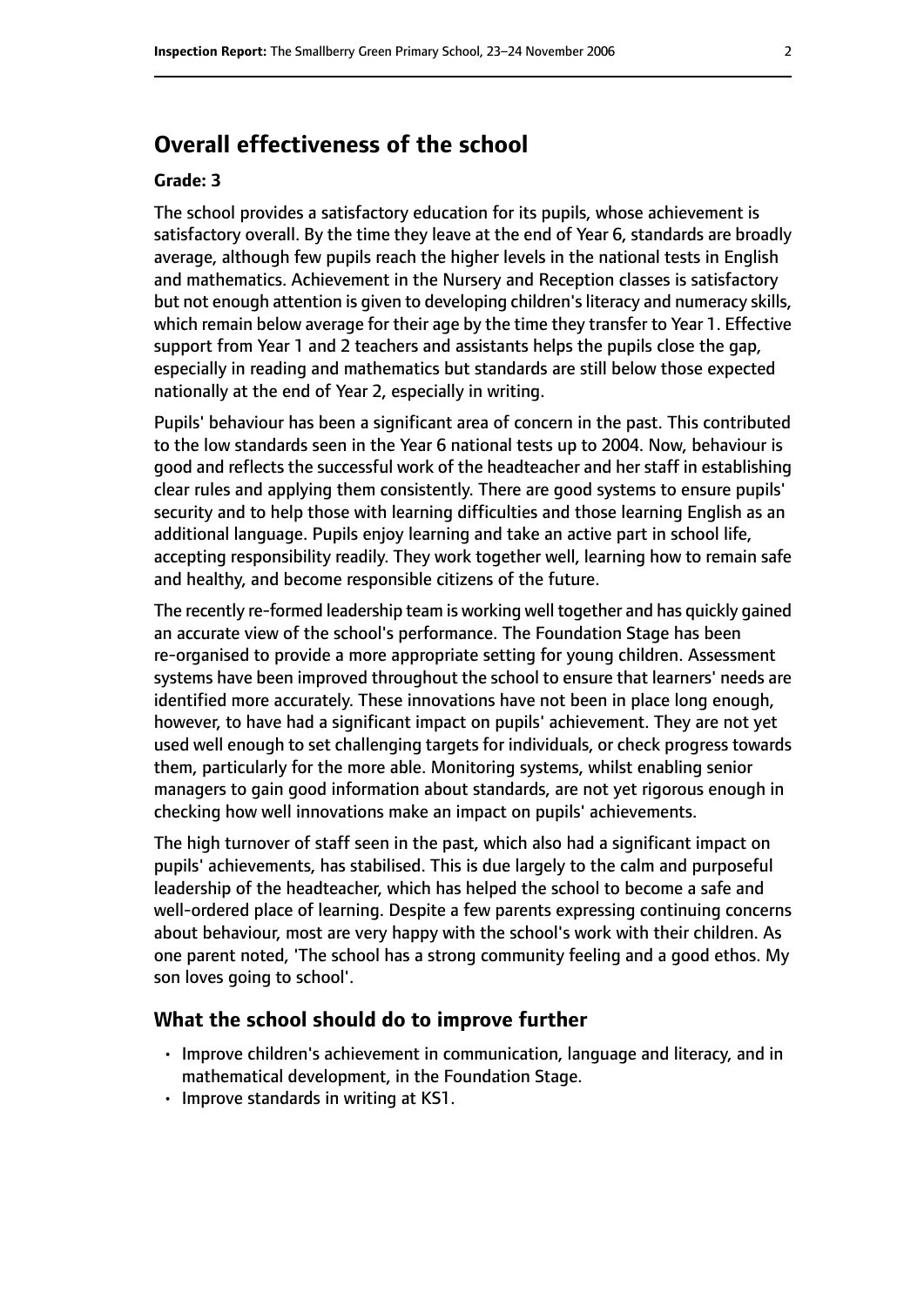## Overall effectiveness of the school

### Grade: 3

The school provides a satisfactory education for its pupils, whose achievement is satisfactory overall. By the time they leave at the end of Year 6, standards are broadly average, although few pupils reach the higher levels in the national tests in English and mathematics. Achievement in the Nursery and Reception classes is satisfactory but not enough attention is given to developing children's literacy and numeracy skills, which remain below average for their age by the time they transfer to Year 1. Effective support from Year 1 and 2 teachers and assistants helps the pupils close the gap, especially in reading and mathematics but standards are still below those expected nationally at the end of Year 2, especially in writing.

Pupils' behaviour has been a significant area of concern in the past. This contributed to the low standards seen in the Year 6 national tests up to 2004. Now, behaviour is good and reflects the successful work of the headteacher and her staff in establishing clear rules and applying them consistently. There are good systems to ensure pupils' security and to help those with learning difficulties and those learning English as an additional language. Pupils enjoy learning and take an active part in school life, accepting responsibility readily. They work together well, learning how to remain safe and healthy, and become responsible citizens of the future.

The recently re-formed leadership team is working well together and has quickly gained an accurate view of the school's performance. The Foundation Stage has been re-organised to provide a more appropriate setting for young children. Assessment systems have been improved throughout the school to ensure that learners' needs are identified more accurately. These innovations have not been in place long enough, however, to have had a significant impact on pupils' achievement. They are not yet used well enough to set challenging targets for individuals, or check progress towards them, particularly for the more able. Monitoring systems, whilst enabling senior managers to gain good information about standards, are not yet rigorous enough in checking how well innovations make an impact on pupils' achievements.

The high turnover of staff seen in the past, which also had a significant impact on pupils' achievements, has stabilised. This is due largely to the calm and purposeful leadership of the headteacher, which has helped the school to become a safe and well-ordered place of learning. Despite a few parents expressing continuing concerns about behaviour, most are very happy with the school's work with their children. As one parent noted, 'The school has a strong community feeling and a good ethos. My son loves going to school'.

## What the school should do to improve further

- Improve children's achievement in communication, language and literacy, and in mathematical development, in the Foundation Stage.
- Improve standards in writing at KS1.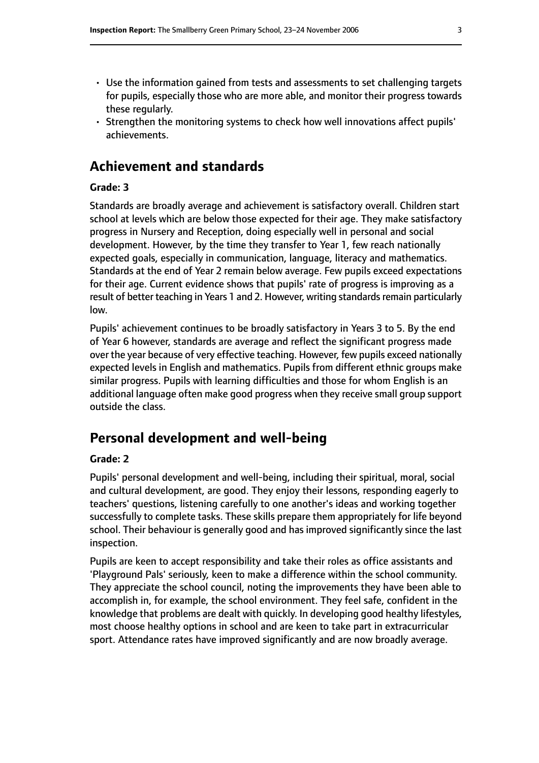- Use the information gained from tests and assessments to set challenging targets for pupils, especially those who are more able, and monitor their progress towards these regularly.
- Strengthen the monitoring systems to check how well innovations affect pupils' achievements.

## Achievement and standards

#### Grade: 3

Standards are broadly average and achievement is satisfactory overall. Children start school at levels which are below those expected for their age. They make satisfactory progress in Nursery and Reception, doing especially well in personal and social development. However, by the time they transfer to Year 1, few reach nationally expected goals, especially in communication, language, literacy and mathematics. Standards at the end of Year 2 remain below average. Few pupils exceed expectations for their age. Current evidence shows that pupils' rate of progress is improving as a result of better teaching in Years 1 and 2. However, writing standards remain particularly low.

Pupils' achievement continues to be broadly satisfactory in Years 3 to 5. By the end of Year 6 however, standards are average and reflect the significant progress made over the year because of very effective teaching. However, few pupils exceed nationally expected levels in English and mathematics. Pupils from different ethnic groups make similar progress. Pupils with learning difficulties and those for whom English is an additional language often make good progress when they receive small group support outside the class.

## Personal development and well-being

#### Grade: 2

Pupils' personal development and well-being, including their spiritual, moral, social and cultural development, are good. They enjoy their lessons, responding eagerly to teachers' questions, listening carefully to one another's ideas and working together successfully to complete tasks. These skills prepare them appropriately for life beyond school. Their behaviour is generally good and has improved significantly since the last inspection.

Pupils are keen to accept responsibility and take their roles as office assistants and 'Playground Pals' seriously, keen to make a difference within the school community. They appreciate the school council, noting the improvements they have been able to accomplish in, for example, the school environment. They feel safe, confident in the knowledge that problems are dealt with quickly. In developing good healthy lifestyles, most choose healthy options in school and are keen to take part in extracurricular sport. Attendance rates have improved significantly and are now broadly average.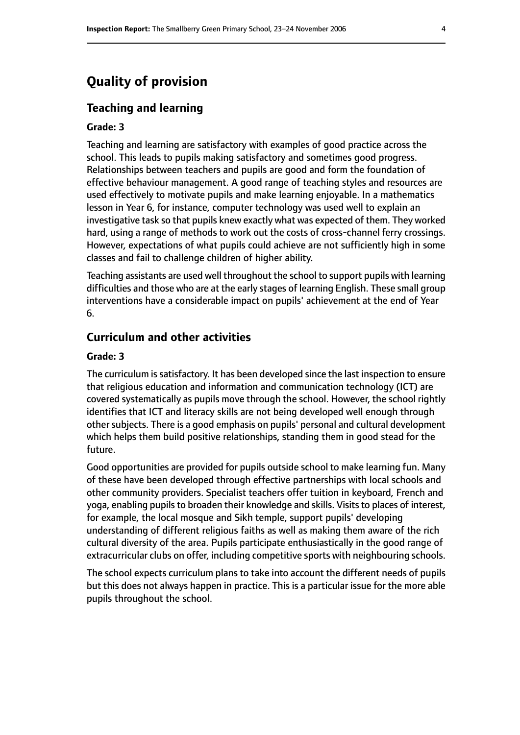# Quality of provision

## Teaching and learning

### Grade: 3

Teaching and learning are satisfactory with examples of good practice across the school. This leads to pupils making satisfactory and sometimes good progress. Relationships between teachers and pupils are good and form the foundation of effective behaviour management. A good range of teaching styles and resources are used effectively to motivate pupils and make learning enjoyable. In a mathematics lesson in Year 6, for instance, computer technology was used well to explain an investigative task so that pupils knew exactly what was expected of them. They worked hard, using a range of methods to work out the costs of cross-channel ferry crossings. However, expectations of what pupils could achieve are not sufficiently high in some classes and fail to challenge children of higher ability.

Teaching assistants are used well throughout the school to support pupils with learning difficulties and those who are at the early stages of learning English. These small group interventions have a considerable impact on pupils' achievement at the end of Year 6.

## Curriculum and other activities

### Grade: 3

The curriculum is satisfactory. It has been developed since the last inspection to ensure that religious education and information and communication technology (ICT) are covered systematically as pupils move through the school. However, the school rightly identifies that ICT and literacy skills are not being developed well enough through other subjects. There is a good emphasis on pupils' personal and cultural development which helps them build positive relationships, standing them in good stead for the future.

Good opportunities are provided for pupils outside school to make learning fun. Many of these have been developed through effective partnerships with local schools and other community providers. Specialist teachers offer tuition in keyboard, French and yoga, enabling pupils to broaden their knowledge and skills. Visits to places of interest, for example, the local mosque and Sikh temple, support pupils' developing understanding of different religious faiths as well as making them aware of the rich cultural diversity of the area. Pupils participate enthusiastically in the good range of extracurricular clubs on offer, including competitive sports with neighbouring schools.

The school expects curriculum plans to take into account the different needs of pupils but this does not always happen in practice. This is a particular issue for the more able pupils throughout the school.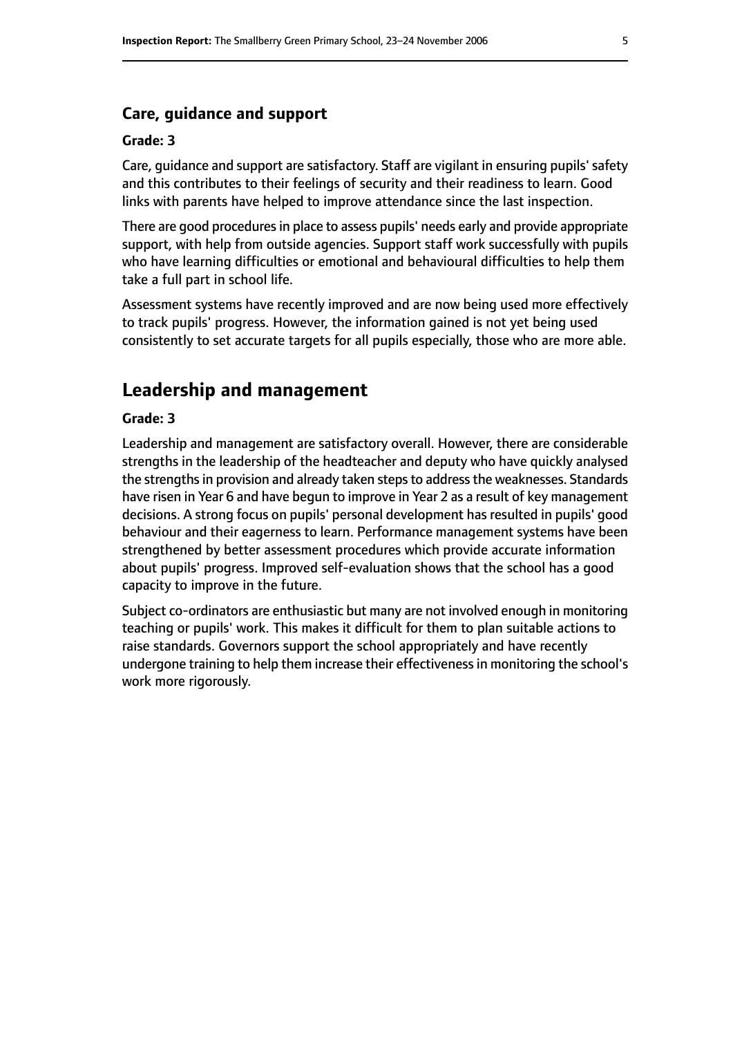### Care, guidance and support

**Grade: 3**

Care, guidance and support are satisfactory. Staff are vigilant in ensuring pupils' safety and this contributes to their feelings of security and their readiness to learn. Good links with parents have helped to improve attendance since the last inspection.

There are good procedures in place to assess pupils' needs early and provide appropriate support, with help from outside agencies. Support staff work successfully with pupils who have learning difficulties or emotional and behavioural difficulties to help them take a full part in school life.

Assessment systems have recently improved and are now being used more effectively to track pupils' progress. However, the information gained is not yet being used consistently to set accurate targets for all pupils especially, those who are more able.

## Leadership and management

**Grade: 3**

Leadership and management are satisfactory overall. However, there are considerable strengths in the leadership of the headteacher and deputy who have quickly analysed the strengths in provision and already taken steps to address the weaknesses. Standards have risen in Year 6 and have begun to improve in Year 2 as a result of key management decisions. A strong focus on pupils' personal development has resulted in pupils' good behaviour and their eagerness to learn. Performance management systems have been strengthened by better assessment procedures which provide accurate information about pupils' progress. Improved self-evaluation shows that the school has a good capacity to improve in the future.

Subject co-ordinators are enthusiastic but many are not involved enough in monitoring teaching or pupils' work. This makes it difficult for them to plan suitable actions to raise standards. Governors support the school appropriately and have recently undergone training to help them increase their effectiveness in monitoring the school's work more rigorously.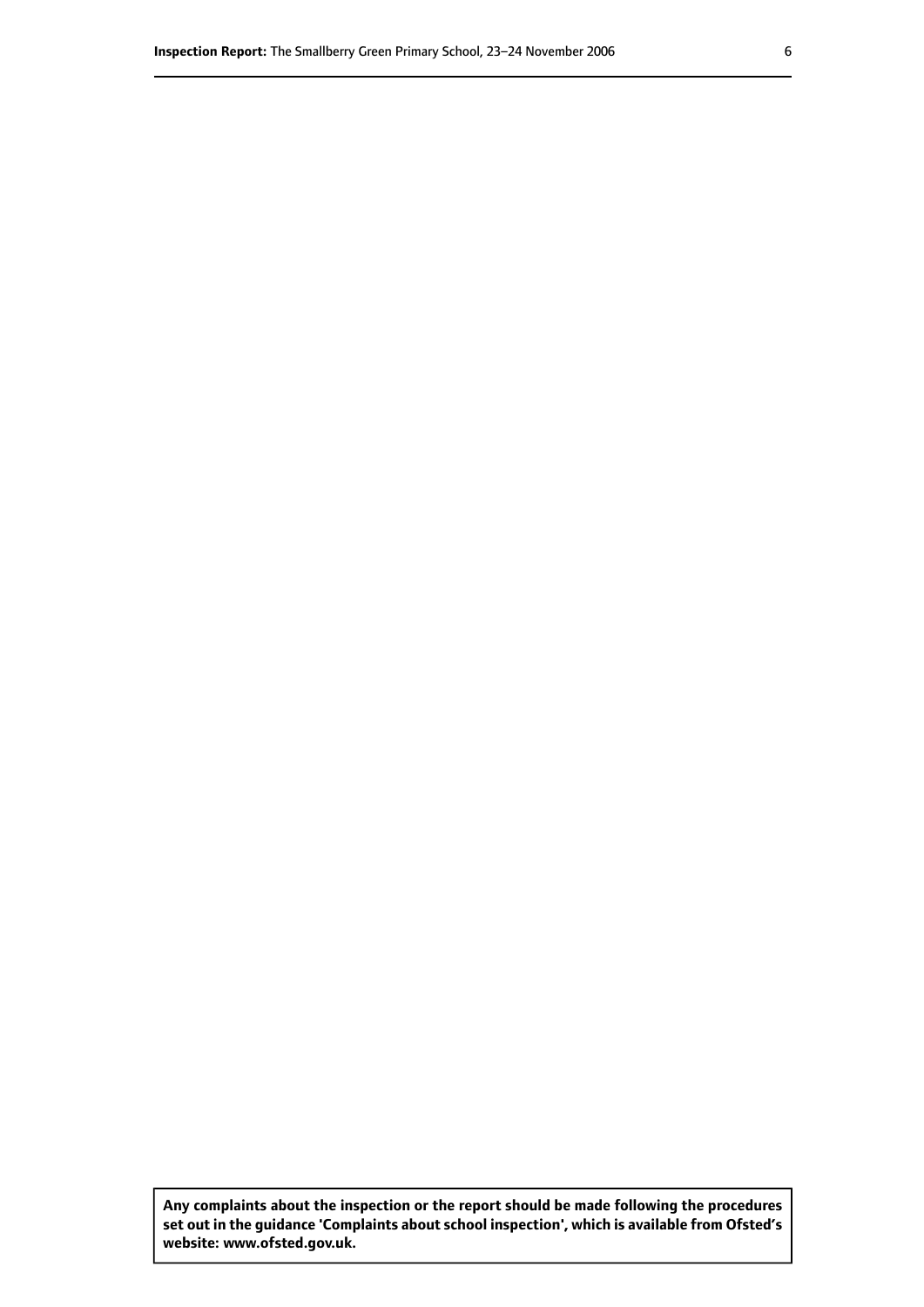**Any complaints about the inspection or the report should be made following the procedures set out in the guidance 'Complaints about school inspection', which is available from Ofsted's website: www.ofsted.gov.uk.**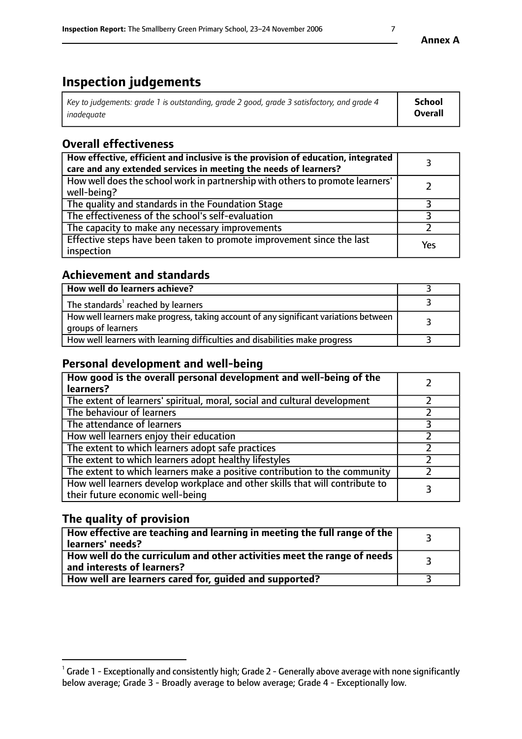**Annex A**

# Inspection judgements

| *Key to judgements: grade 1 is outstanding, grade 2 good, grade 3 satisfactory, and grade 4 inadequate* | **School Overall** |
|---|---|

## Overall effectiveness

| | |
|---|---|
| **How effective, efficient and inclusive is the provision of education, integrated care and any extended services in meeting the needs of learners?** | 3 |
| How well does the school work in partnership with others to promote learners' well-being? | 2 |
| The quality and standards in the Foundation Stage | 3 |
| The effectiveness of the school's self-evaluation | 3 |
| The capacity to make any necessary improvements | 2 |
| Effective steps have been taken to promote improvement since the last inspection | Yes |

## Achievement and standards

| | |
|---|---|
| **How well do learners achieve?** | 3 |
| The standards[1] reached by learners | 3 |
| How well learners make progress, taking account of any significant variations between groups of learners | 3 |
| How well learners with learning difficulties and disabilities make progress | 3 |

## Personal development and well-being

| | |
|---|---|
| **How good is the overall personal development and well-being of the learners?** | 2 |
| The extent of learners' spiritual, moral, social and cultural development | 2 |
| The behaviour of learners | 2 |
| The attendance of learners | 3 |
| How well learners enjoy their education | 2 |
| The extent to which learners adopt safe practices | 2 |
| The extent to which learners adopt healthy lifestyles | 2 |
| The extent to which learners make a positive contribution to the community | 2 |
| How well learners develop workplace and other skills that will contribute to their future economic well-being | 3 |

## The quality of provision

| | |
|---|---|
| **How effective are teaching and learning in meeting the full range of the learners' needs?** | 3 |
| **How well do the curriculum and other activities meet the range of needs and interests of learners?** | 3 |
| **How well are learners cared for, guided and supported?** | 3 |

[1] Grade 1 - Exceptionally and consistently high; Grade 2 - Generally above average with none significantly below average; Grade 3 - Broadly average to below average; Grade 4 - Exceptionally low.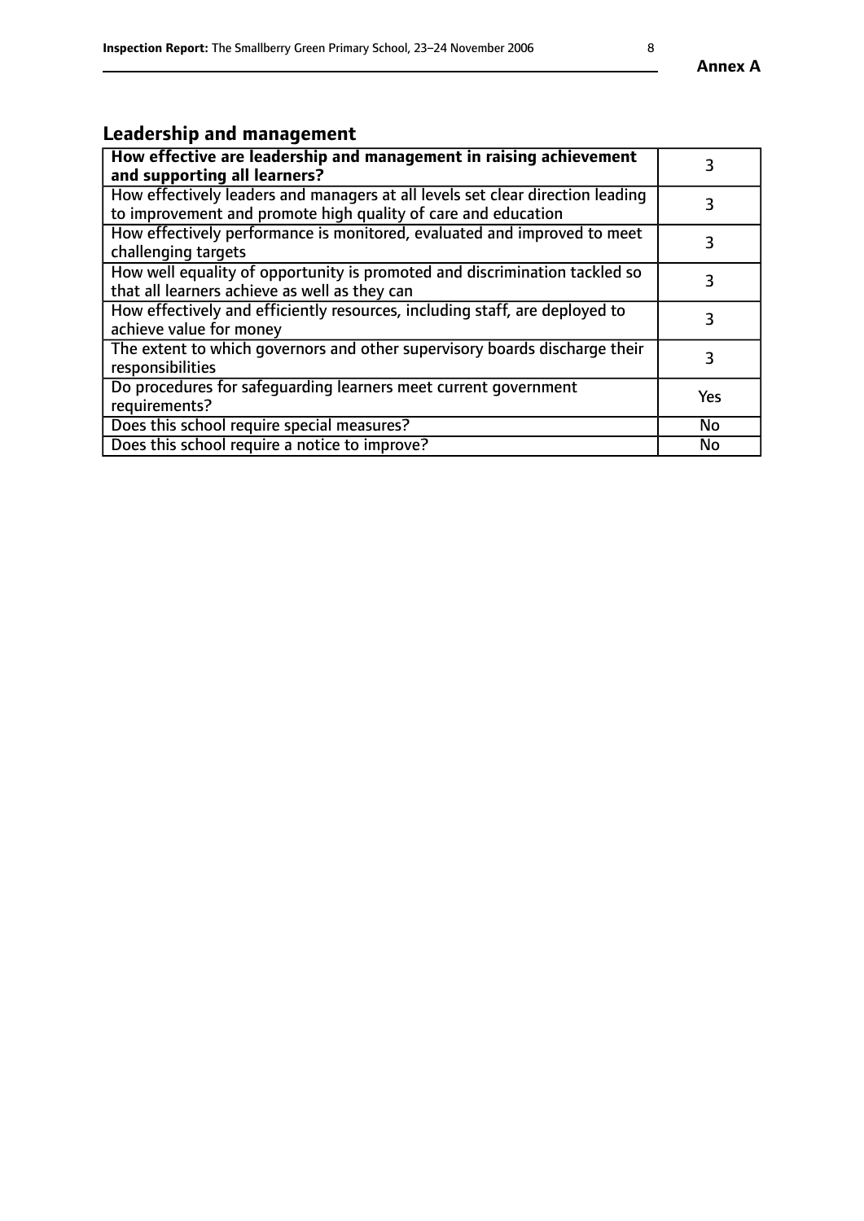## Leadership and management

| | |
|---|---|
| **How effective are leadership and management in raising achievement and supporting all learners?** | 3 |
| How effectively leaders and managers at all levels set clear direction leading to improvement and promote high quality of care and education | 3 |
| How effectively performance is monitored, evaluated and improved to meet challenging targets | 3 |
| How well equality of opportunity is promoted and discrimination tackled so that all learners achieve as well as they can | 3 |
| How effectively and efficiently resources, including staff, are deployed to achieve value for money | 3 |
| The extent to which governors and other supervisory boards discharge their responsibilities | 3 |
| Do procedures for safeguarding learners meet current government requirements? | Yes |
| Does this school require special measures? | No |
| Does this school require a notice to improve? | No |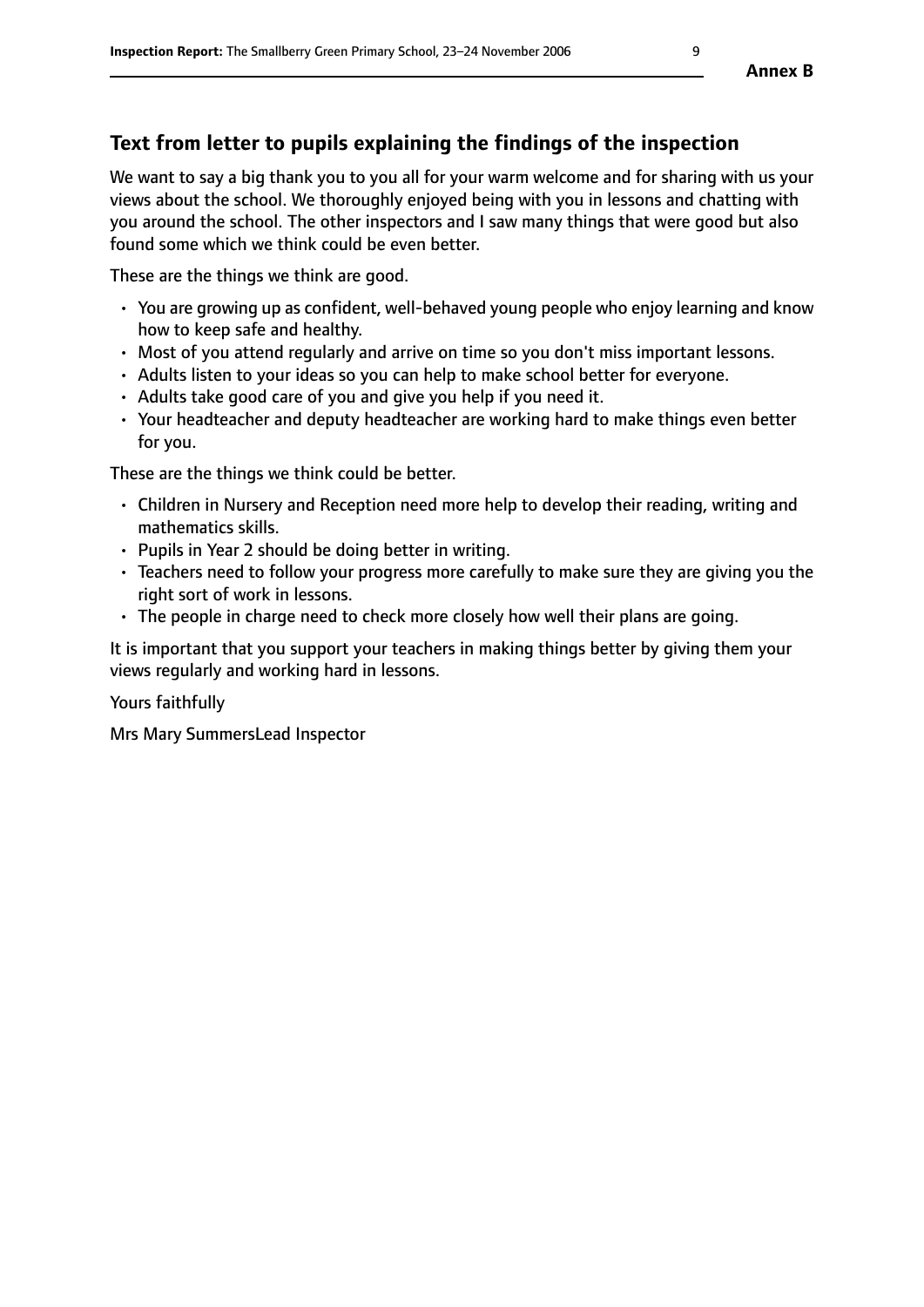## Text from letter to pupils explaining the findings of the inspection

We want to say a big thank you to you all for your warm welcome and for sharing with us your views about the school. We thoroughly enjoyed being with you in lessons and chatting with you around the school. The other inspectors and I saw many things that were good but also found some which we think could be even better.

These are the things we think are good.

- You are growing up as confident, well-behaved young people who enjoy learning and know how to keep safe and healthy.
- Most of you attend regularly and arrive on time so you don't miss important lessons.
- Adults listen to your ideas so you can help to make school better for everyone.
- Adults take good care of you and give you help if you need it.
- Your headteacher and deputy headteacher are working hard to make things even better for you.

These are the things we think could be better.

- Children in Nursery and Reception need more help to develop their reading, writing and mathematics skills.
- Pupils in Year 2 should be doing better in writing.
- Teachers need to follow your progress more carefully to make sure they are giving you the right sort of work in lessons.
- The people in charge need to check more closely how well their plans are going.

It is important that you support your teachers in making things better by giving them your views regularly and working hard in lessons.

Yours faithfully

Mrs Mary SummersLead Inspector